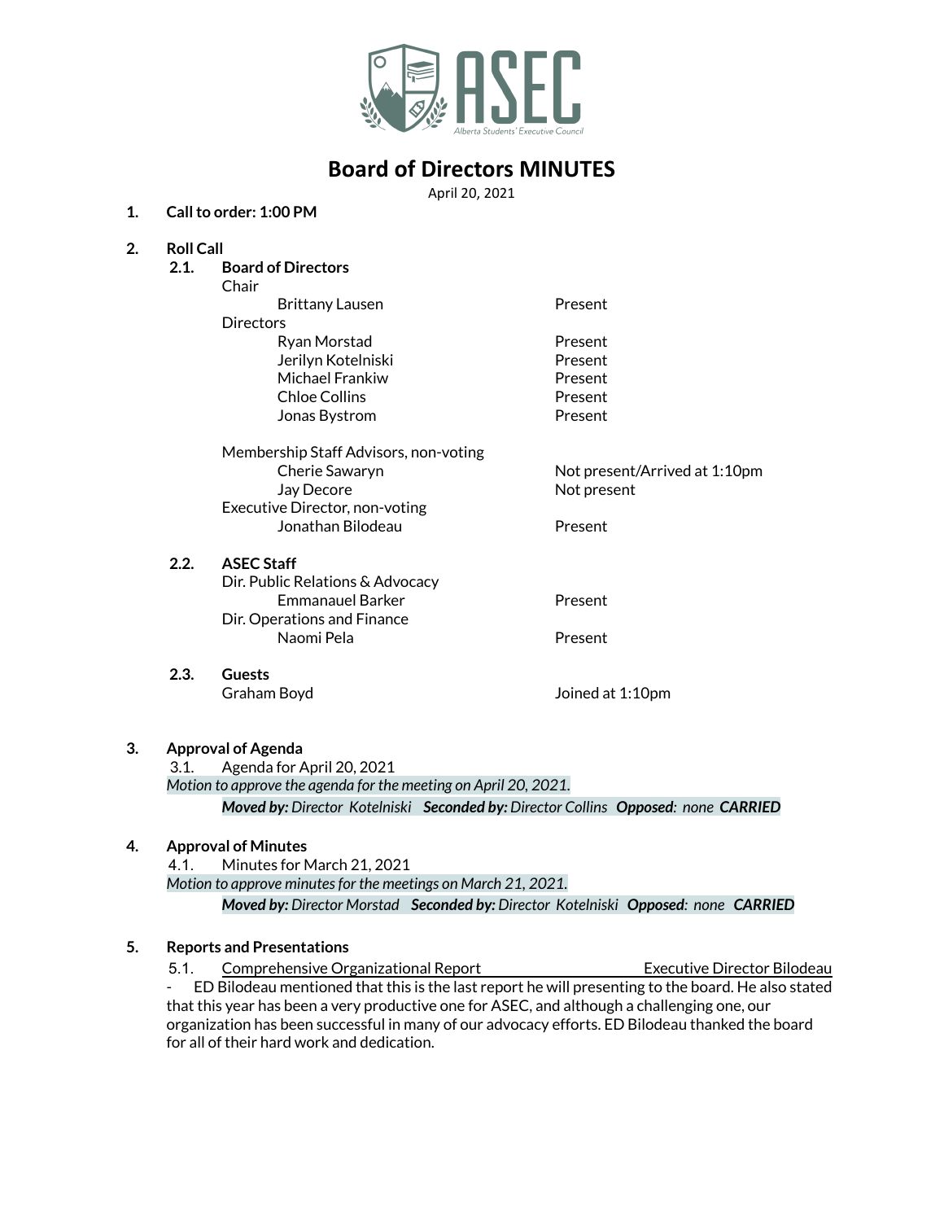# Board of Directors MINUTES

April 20, 2021

**1. Call to order: 1:00 PM**

**2. Roll Call**

**2.1. Board of Directors**

| | |
|---|---|
| Chair | |
| Brittany Lausen | Present |
| Directors | |
| Ryan Morstad | Present |
| Jerilyn Kotelniski | Present |
| Michael Frankiw | Present |
| Chloe Collins | Present |
| Jonas Bystrom | Present |
| Membership Staff Advisors, non-voting | |
| Cherie Sawaryn | Not present/Arrived at 1:10pm |
| Jay Decore | Not present |
| Executive Director, non-voting | |
| Jonathan Bilodeau | Present |

**2.2. ASEC Staff**

| | |
|---|---|
| Dir. Public Relations & Advocacy | |
| Emmanauel Barker | Present |
| Dir. Operations and Finance | |
| Naomi Pela | Present |

**2.3. Guests**

| | |
|---|---|
| Graham Boyd | Joined at 1:10pm |

**3. Approval of Agenda**

3.1. Agenda for April 20, 2021

*Motion to approve the agenda for the meeting on April 20, 2021.*

***Moved by:** Director Kotelniski* ***Seconded by:** Director Collins* ***Opposed:** none* ***CARRIED***

**4. Approval of Minutes**

4.1. Minutes for March 21, 2021

*Motion to approve minutes for the meetings on March 21, 2021.*

***Moved by:** Director Morstad* ***Seconded by:** Director Kotelniski* ***Opposed:** none* ***CARRIED***

**5. Reports and Presentations**

5.1. Comprehensive Organizational Report — Executive Director Bilodeau

- ED Bilodeau mentioned that this is the last report he will presenting to the board. He also stated that this year has been a very productive one for ASEC, and although a challenging one, our organization has been successful in many of our advocacy efforts. ED Bilodeau thanked the board for all of their hard work and dedication.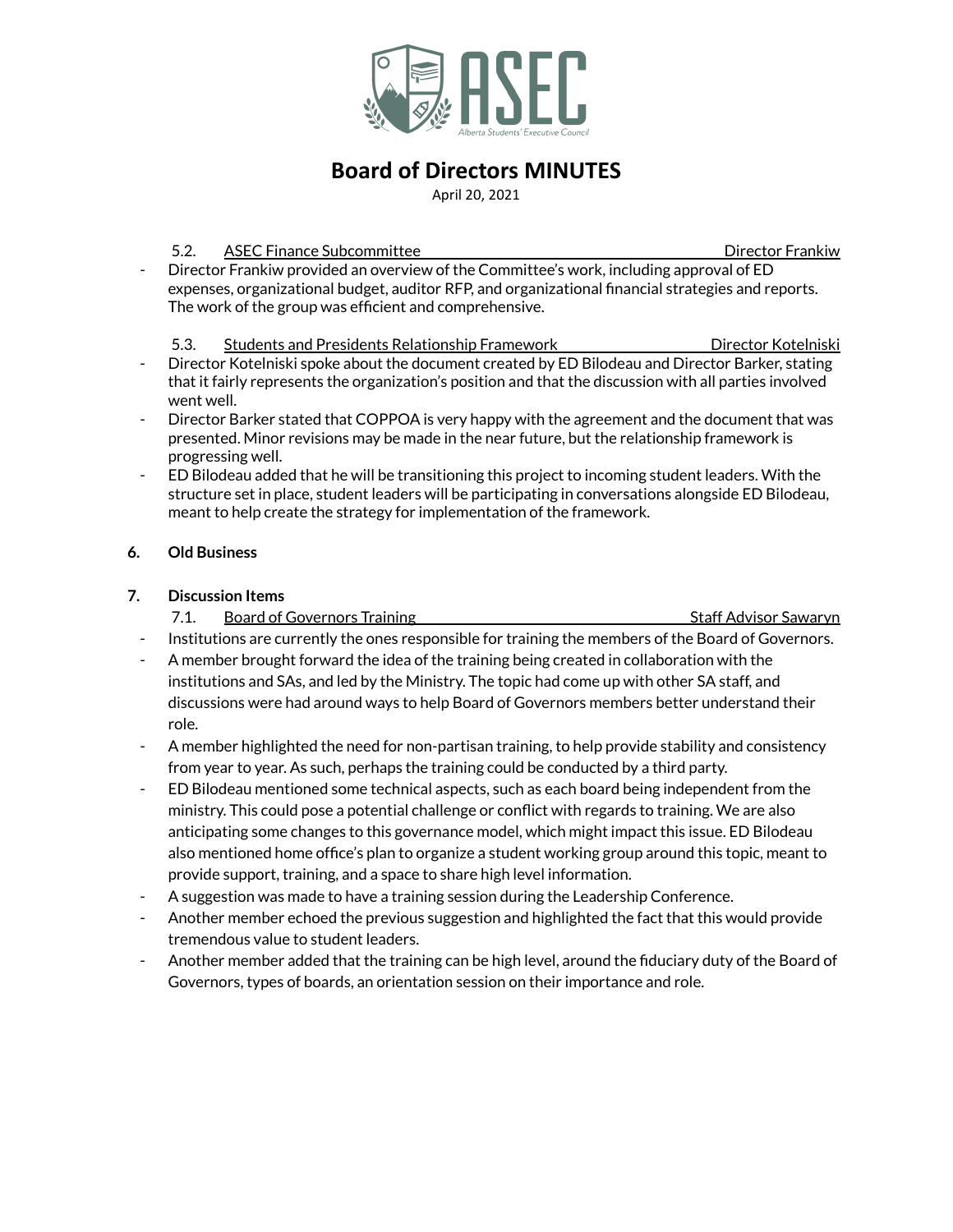# Board of Directors MINUTES

April 20, 2021

5.2. ASEC Finance Subcommittee — Director Frankiw

- Director Frankiw provided an overview of the Committee's work, including approval of ED expenses, organizational budget, auditor RFP, and organizational financial strategies and reports. The work of the group was efficient and comprehensive.

5.3. Students and Presidents Relationship Framework — Director Kotelniski

- Director Kotelniski spoke about the document created by ED Bilodeau and Director Barker, stating that it fairly represents the organization's position and that the discussion with all parties involved went well.
- Director Barker stated that COPPOA is very happy with the agreement and the document that was presented. Minor revisions may be made in the near future, but the relationship framework is progressing well.
- ED Bilodeau added that he will be transitioning this project to incoming student leaders. With the structure set in place, student leaders will be participating in conversations alongside ED Bilodeau, meant to help create the strategy for implementation of the framework.

## 6. Old Business

## 7. Discussion Items

7.1. Board of Governors Training — Staff Advisor Sawaryn

- Institutions are currently the ones responsible for training the members of the Board of Governors.
- A member brought forward the idea of the training being created in collaboration with the institutions and SAs, and led by the Ministry. The topic had come up with other SA staff, and discussions were had around ways to help Board of Governors members better understand their role.
- A member highlighted the need for non-partisan training, to help provide stability and consistency from year to year. As such, perhaps the training could be conducted by a third party.
- ED Bilodeau mentioned some technical aspects, such as each board being independent from the ministry. This could pose a potential challenge or conflict with regards to training. We are also anticipating some changes to this governance model, which might impact this issue. ED Bilodeau also mentioned home office's plan to organize a student working group around this topic, meant to provide support, training, and a space to share high level information.
- A suggestion was made to have a training session during the Leadership Conference.
- Another member echoed the previous suggestion and highlighted the fact that this would provide tremendous value to student leaders.
- Another member added that the training can be high level, around the fiduciary duty of the Board of Governors, types of boards, an orientation session on their importance and role.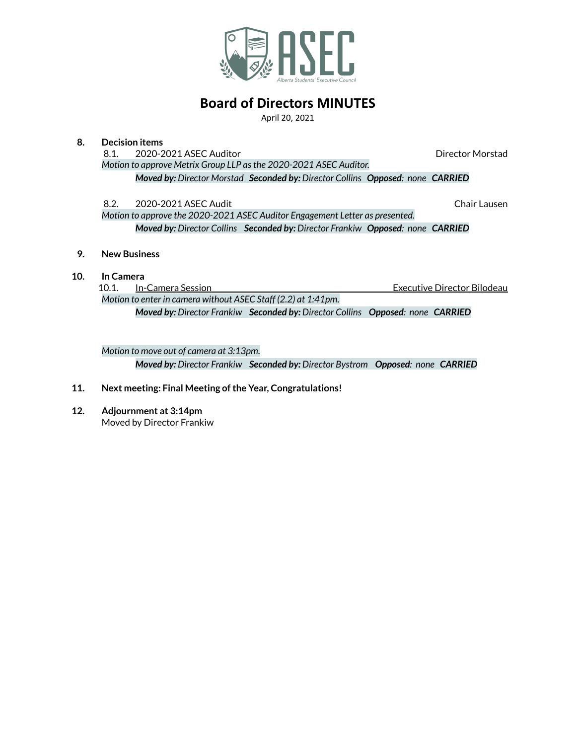# Board of Directors MINUTES

April 20, 2021

**8. Decision items**

8.1. 2020-2021 ASEC Auditor — Director Morstad

*Motion to approve Metrix Group LLP as the 2020-2021 ASEC Auditor.*

***Moved by:*** *Director Morstad* ***Seconded by:*** *Director Collins* ***Opposed:*** *none* ***CARRIED***

8.2. 2020-2021 ASEC Audit — Chair Lausen

*Motion to approve the 2020-2021 ASEC Auditor Engagement Letter as presented.*

***Moved by:*** *Director Collins* ***Seconded by:*** *Director Frankiw* ***Opposed:*** *none* ***CARRIED***

**9. New Business**

**10. In Camera**

10.1. In-Camera Session — Executive Director Bilodeau

*Motion to enter in camera without ASEC Staff (2.2) at 1:41pm.*

***Moved by:*** *Director Frankiw* ***Seconded by:*** *Director Collins* ***Opposed:*** *none* ***CARRIED***

*Motion to move out of camera at 3:13pm.*

***Moved by:*** *Director Frankiw* ***Seconded by:*** *Director Bystrom* ***Opposed:*** *none* ***CARRIED***

**11. Next meeting: Final Meeting of the Year, Congratulations!**

**12. Adjournment at 3:14pm**

Moved by Director Frankiw